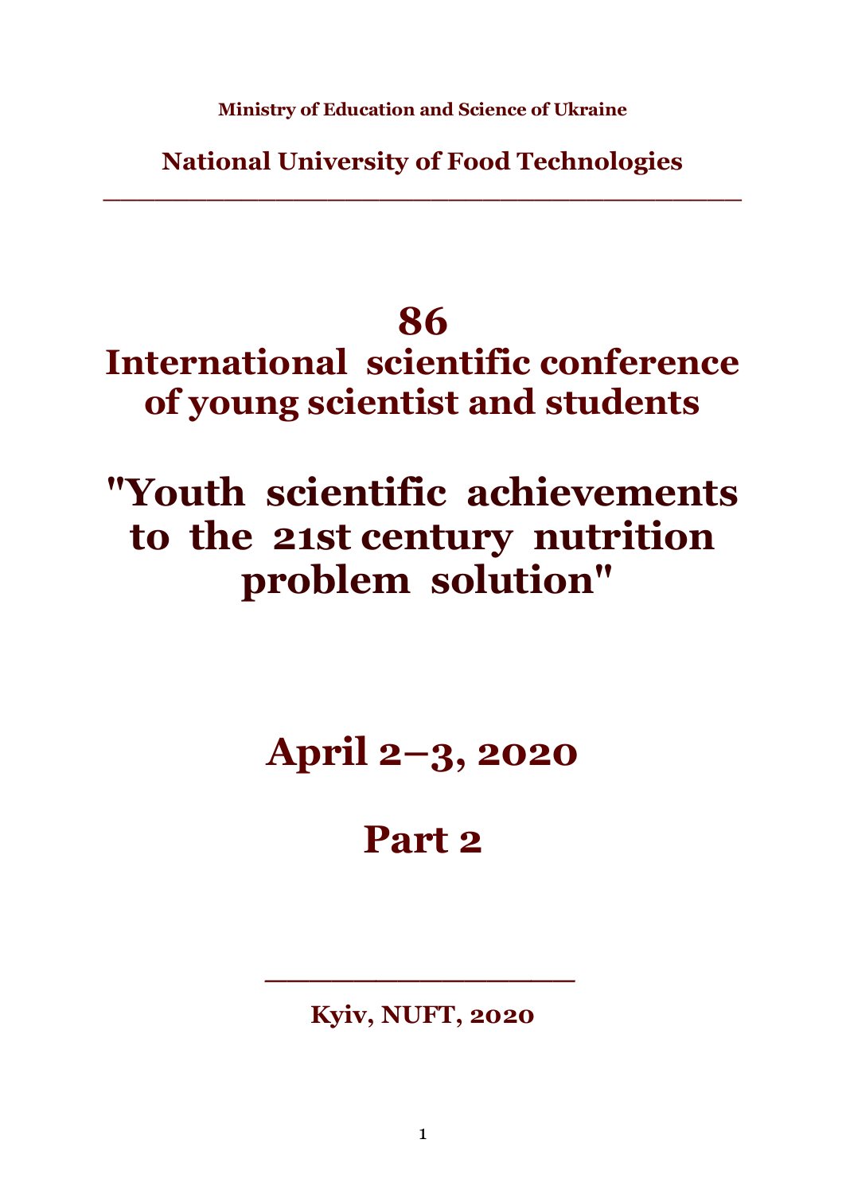**Ministry of Education and Science of Ukraine**

**National University of Food Technologies**

---

# 86
# International scientific conference of young scientist and students

# "Youth scientific achievements to the 21st century nutrition problem solution"

## April 2–3, 2020

## Part 2

---

**Kyiv, NUFT, 2020**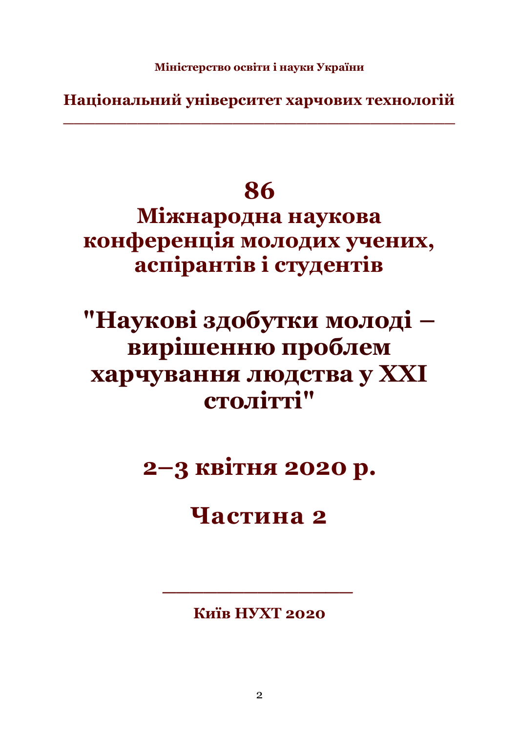**Міністерство освіти і науки України**

**Національний університет харчових технологій**

---

# 86 Міжнародна наукова конференція молодих учених, аспірантів і студентів

# "Наукові здобутки молоді – вирішенню проблем харчування людства у XXI столітті"

## 2–3 квітня 2020 р.

## Частина 2

---

**Київ НУХТ 2020**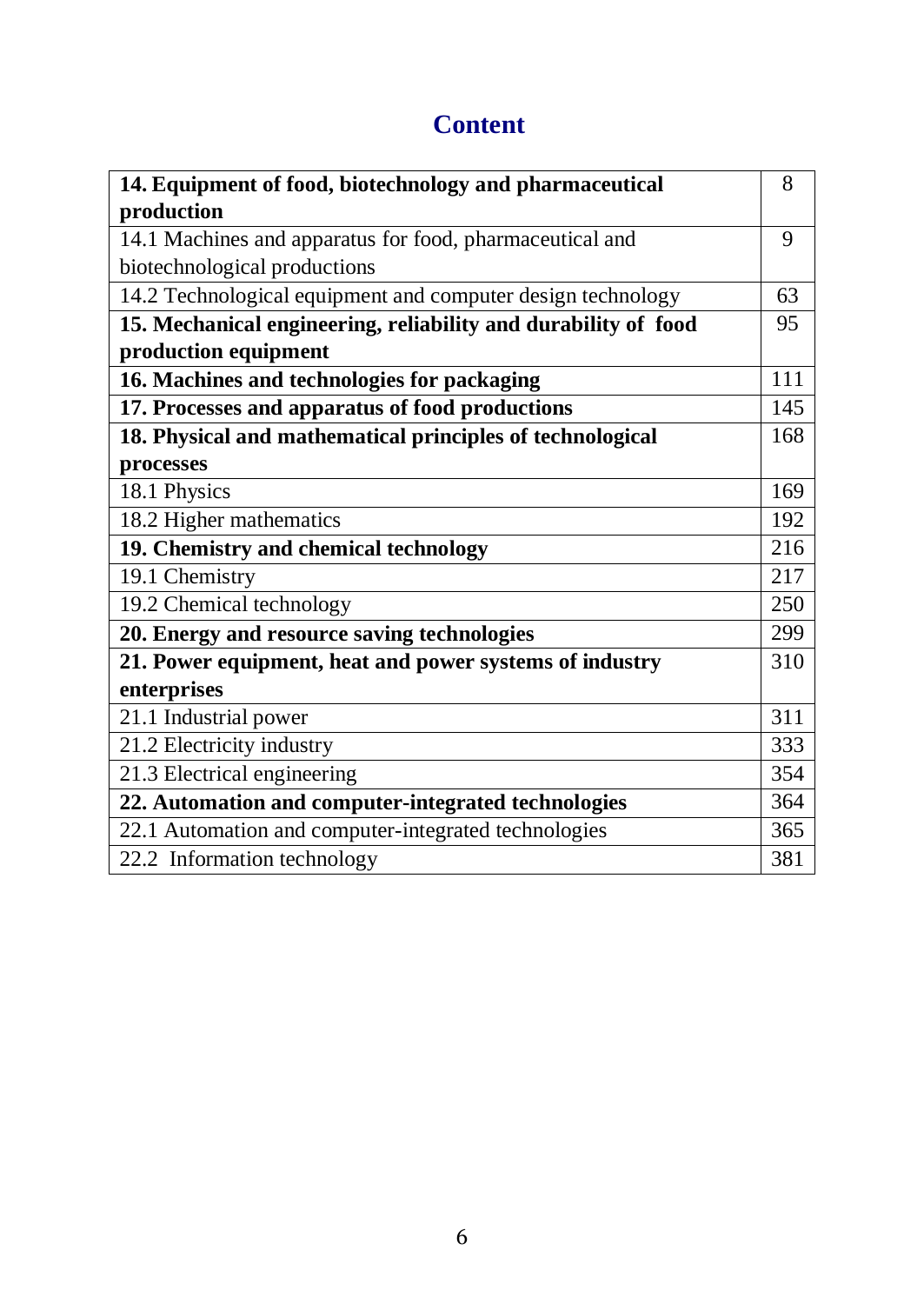# Content

| | |
|---|---|
| **14. Equipment of food, biotechnology and pharmaceutical production** | 8 |
| 14.1 Machines and apparatus for food, pharmaceutical and biotechnological productions | 9 |
| 14.2 Technological equipment and computer design technology | 63 |
| **15. Mechanical engineering, reliability and durability of food production equipment** | 95 |
| **16. Machines and technologies for packaging** | 111 |
| **17. Processes and apparatus of food productions** | 145 |
| **18. Physical and mathematical principles of technological processes** | 168 |
| 18.1 Physics | 169 |
| 18.2 Higher mathematics | 192 |
| **19. Chemistry and chemical technology** | 216 |
| 19.1 Chemistry | 217 |
| 19.2 Chemical technology | 250 |
| **20. Energy and resource saving technologies** | 299 |
| **21. Power equipment, heat and power systems of industry enterprises** | 310 |
| 21.1 Industrial power | 311 |
| 21.2 Electricity industry | 333 |
| 21.3 Electrical engineering | 354 |
| **22. Automation and computer-integrated technologies** | 364 |
| 22.1 Automation and computer-integrated technologies | 365 |
| 22.2 Information technology | 381 |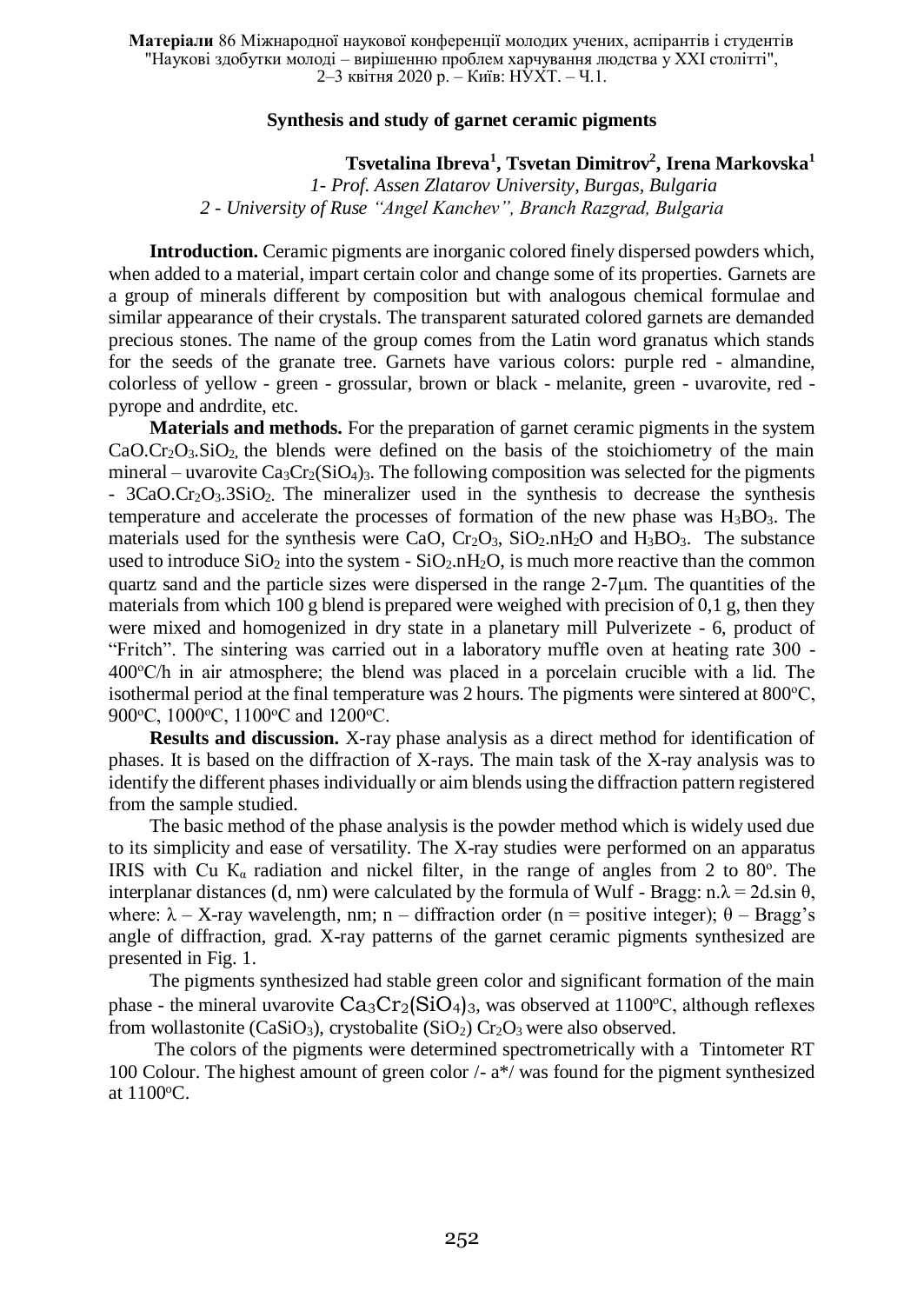**Матеріали** 86 Міжнародної наукової конференції молодих учених, аспірантів і студентів "Наукові здобутки молоді – вирішенню проблем харчування людства у XXI столітті", 2–3 квітня 2020 р. – Київ: НУХТ. – Ч.1.

## Synthesis and study of garnet ceramic pigments

**Tsvetalina Ibreva[1], Tsvetan Dimitrov[2], Irena Markovska[1]**

*1- Prof. Assen Zlatarov University, Burgas, Bulgaria*
*2 - University of Ruse "Angel Kanchev", Branch Razgrad, Bulgaria*

**Introduction.** Ceramic pigments are inorganic colored finely dispersed powders which, when added to a material, impart certain color and change some of its properties. Garnets are a group of minerals different by composition but with analogous chemical formulae and similar appearance of their crystals. The transparent saturated colored garnets are demanded precious stones. The name of the group comes from the Latin word granatus which stands for the seeds of the granate tree. Garnets have various colors: purple red - almandine, colorless of yellow - green - grossular, brown or black - melanite, green - uvarovite, red - pyrope and andrdite, etc.

**Materials and methods.** For the preparation of garnet ceramic pigments in the system $CaO.Cr_2O_3.SiO_2$, the blends were defined on the basis of the stoichiometry of the main mineral – uvarovite $Ca_3Cr_2(SiO_4)_3$. The following composition was selected for the pigments - $3CaO.Cr_2O_3.3SiO_2$. The mineralizer used in the synthesis to decrease the synthesis temperature and accelerate the processes of formation of the new phase was $H_3BO_3$. The materials used for the synthesis were CaO, $Cr_2O_3$, $SiO_2.nH_2O$ and $H_3BO_3$. The substance used to introduce $SiO_2$ into the system - $SiO_2.nH_2O$, is much more reactive than the common quartz sand and the particle sizes were dispersed in the range 2-7μm. The quantities of the materials from which 100 g blend is prepared were weighed with precision of 0,1 g, then they were mixed and homogenized in dry state in a planetary mill Pulverizete - 6, product of "Fritch". The sintering was carried out in a laboratory muffle oven at heating rate 300 - 400°C/h in air atmosphere; the blend was placed in a porcelain crucible with a lid. The isothermal period at the final temperature was 2 hours. The pigments were sintered at 800°C, 900°C, 1000°C, 1100°C and 1200°C.

**Results and discussion.** X-ray phase analysis as a direct method for identification of phases. It is based on the diffraction of X-rays. The main task of the X-ray analysis was to identify the different phases individually or aim blends using the diffraction pattern registered from the sample studied.

The basic method of the phase analysis is the powder method which is widely used due to its simplicity and ease of versatility. The X-ray studies were performed on an apparatus IRIS with Cu $K_{\alpha}$ radiation and nickel filter, in the range of angles from 2 to 80°. The interplanar distances (d, nm) were calculated by the formula of Wulf - Bragg: $n.\lambda = 2d.\sin\theta$, where: $\lambda$ – X-ray wavelength, nm; n – diffraction order (n = positive integer); $\theta$ – Bragg's angle of diffraction, grad. X-ray patterns of the garnet ceramic pigments synthesized are presented in Fig. 1.

The pigments synthesized had stable green color and significant formation of the main phase - the mineral uvarovite $Ca_3Cr_2(SiO_4)_3$, was observed at 1100°C, although reflexes from wollastonite ($CaSiO_3$), crystobalite ($SiO_2$) $Cr_2O_3$ were also observed.

The colors of the pigments were determined spectrometrically with a Tintometer RT 100 Colour. The highest amount of green color /- a*/ was found for the pigment synthesized at 1100°C.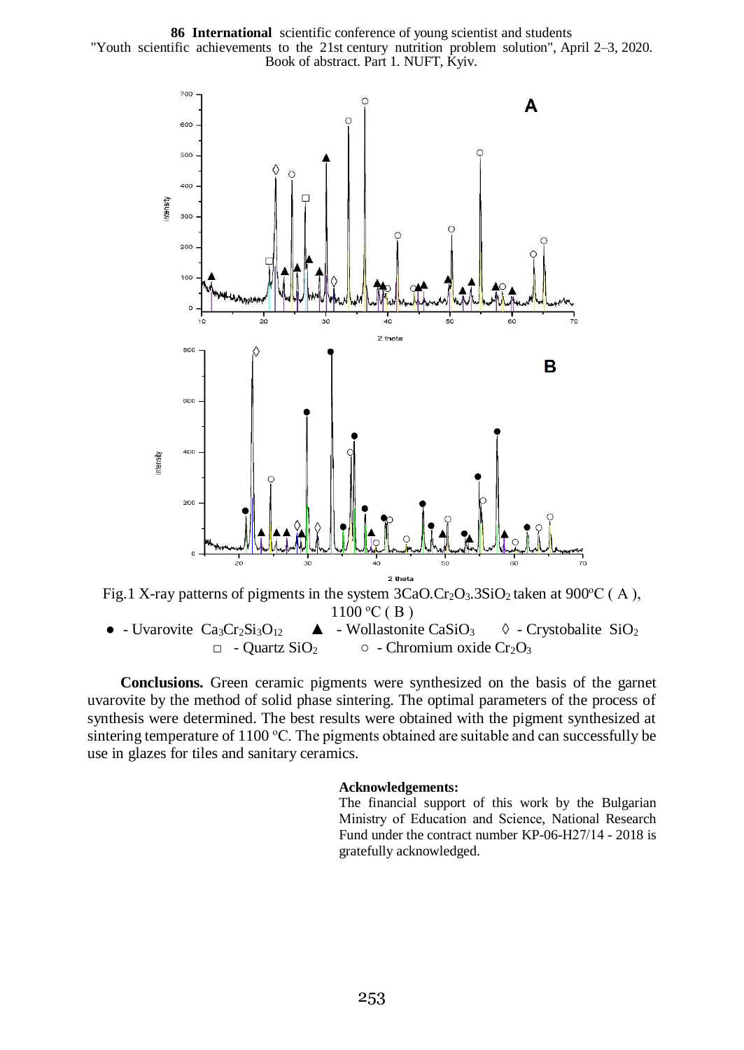A

intensity

700
600
500
400
300
200
100
0

10 20 30 40 50 60 70

2 theta

B

intensity

800
600
400
200
0

20 30 40 50 60 70

2 theta

Fig.1 X-ray patterns of pigments in the system $3CaO.Cr_2O_3.3SiO_2$ taken at 900ºC ( A ), 1100 ºC ( B )

● - Uvarovite $Ca_3Cr_2Si_3O_{12}$ ▲ - Wollastonite $CaSiO_3$ ◊ - Crystobalite $SiO_2$ □ - Quartz $SiO_2$ ○ - Chromium oxide $Cr_2O_3$

**Conclusions.** Green ceramic pigments were synthesized on the basis of the garnet uvarovite by the method of solid phase sintering. The optimal parameters of the process of synthesis were determined. The best results were obtained with the pigment synthesized at sintering temperature of 1100 ºC. The pigments obtained are suitable and can successfully be use in glazes for tiles and sanitary ceramics.

**Acknowledgements:**

The financial support of this work by the Bulgarian Ministry of Education and Science, National Research Fund under the contract number KP-06-H27/14 - 2018 is gratefully acknowledged.